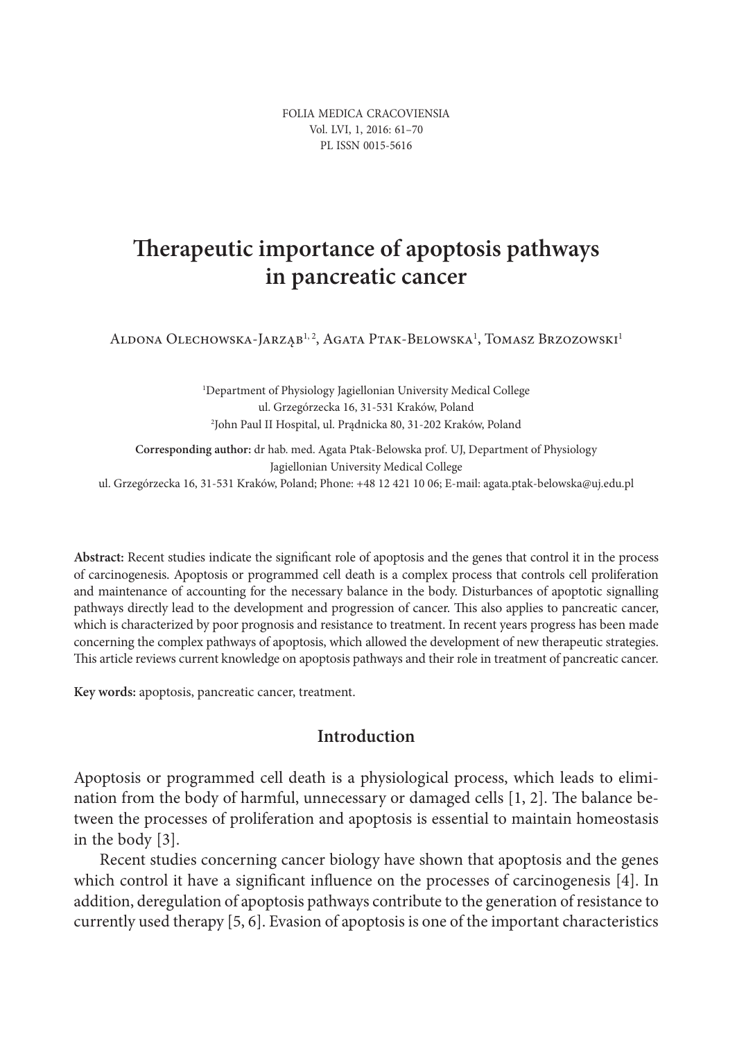# Therapeutic importance of apoptosis pathways in pancreatic cancer

Aldona Olechowska-Jarząb[1, 2], Agata Ptak-Belowska[1], Tomasz Brzozowski[1]

[1]Department of Physiology Jagiellonian University Medical College
ul. Grzegórzecka 16, 31-531 Kraków, Poland
[2]John Paul II Hospital, ul. Prądnicka 80, 31-202 Kraków, Poland

**Corresponding author:** dr hab. med. Agata Ptak-Belowska prof. UJ, Department of Physiology
Jagiellonian University Medical College
ul. Grzegórzecka 16, 31-531 Kraków, Poland; Phone: +48 12 421 10 06; E-mail: agata.ptak-belowska@uj.edu.pl

**Abstract:** Recent studies indicate the significant role of apoptosis and the genes that control it in the process of carcinogenesis. Apoptosis or programmed cell death is a complex process that controls cell proliferation and maintenance of accounting for the necessary balance in the body. Disturbances of apoptotic signalling pathways directly lead to the development and progression of cancer. This also applies to pancreatic cancer, which is characterized by poor prognosis and resistance to treatment. In recent years progress has been made concerning the complex pathways of apoptosis, which allowed the development of new therapeutic strategies. This article reviews current knowledge on apoptosis pathways and their role in treatment of pancreatic cancer.

**Key words:** apoptosis, pancreatic cancer, treatment.

## Introduction

Apoptosis or programmed cell death is a physiological process, which leads to elimination from the body of harmful, unnecessary or damaged cells [1, 2]. The balance between the processes of proliferation and apoptosis is essential to maintain homeostasis in the body [3].

Recent studies concerning cancer biology have shown that apoptosis and the genes which control it have a significant influence on the processes of carcinogenesis [4]. In addition, deregulation of apoptosis pathways contribute to the generation of resistance to currently used therapy [5, 6]. Evasion of apoptosis is one of the important characteristics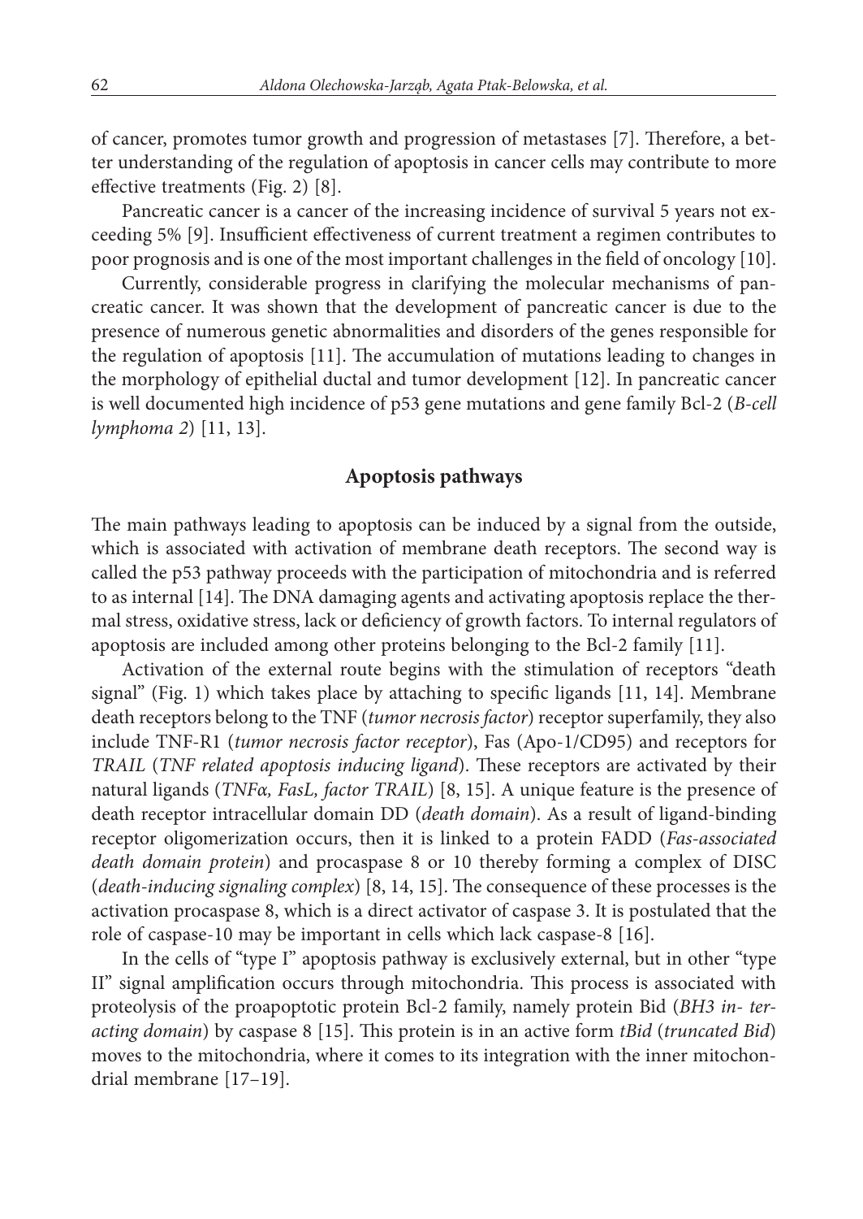of cancer, promotes tumor growth and progression of metastases [7]. Therefore, a better understanding of the regulation of apoptosis in cancer cells may contribute to more effective treatments (Fig. 2) [8].

Pancreatic cancer is a cancer of the increasing incidence of survival 5 years not exceeding 5% [9]. Insufficient effectiveness of current treatment a regimen contributes to poor prognosis and is one of the most important challenges in the field of oncology [10].

Currently, considerable progress in clarifying the molecular mechanisms of pancreatic cancer. It was shown that the development of pancreatic cancer is due to the presence of numerous genetic abnormalities and disorders of the genes responsible for the regulation of apoptosis [11]. The accumulation of mutations leading to changes in the morphology of epithelial ductal and tumor development [12]. In pancreatic cancer is well documented high incidence of p53 gene mutations and gene family Bcl-2 (*B-cell lymphoma 2*) [11, 13].

## Apoptosis pathways

The main pathways leading to apoptosis can be induced by a signal from the outside, which is associated with activation of membrane death receptors. The second way is called the p53 pathway proceeds with the participation of mitochondria and is referred to as internal [14]. The DNA damaging agents and activating apoptosis replace the thermal stress, oxidative stress, lack or deficiency of growth factors. To internal regulators of apoptosis are included among other proteins belonging to the Bcl-2 family [11].

Activation of the external route begins with the stimulation of receptors "death signal" (Fig. 1) which takes place by attaching to specific ligands [11, 14]. Membrane death receptors belong to the TNF (*tumor necrosis factor*) receptor superfamily, they also include TNF-R1 (*tumor necrosis factor receptor*), Fas (Apo-1/CD95) and receptors for *TRAIL* (*TNF related apoptosis inducing ligand*). These receptors are activated by their natural ligands (*TNFα, FasL, factor TRAIL*) [8, 15]. A unique feature is the presence of death receptor intracellular domain DD (*death domain*). As a result of ligand-binding receptor oligomerization occurs, then it is linked to a protein FADD (*Fas-associated death domain protein*) and procaspase 8 or 10 thereby forming a complex of DISC (*death-inducing signaling complex*) [8, 14, 15]. The consequence of these processes is the activation procaspase 8, which is a direct activator of caspase 3. It is postulated that the role of caspase-10 may be important in cells which lack caspase-8 [16].

In the cells of "type I" apoptosis pathway is exclusively external, but in other "type II" signal amplification occurs through mitochondria. This process is associated with proteolysis of the proapoptotic protein Bcl-2 family, namely protein Bid (*BH3 interacting domain*) by caspase 8 [15]. This protein is in an active form *tBid* (*truncated Bid*) moves to the mitochondria, where it comes to its integration with the inner mitochondrial membrane [17–19].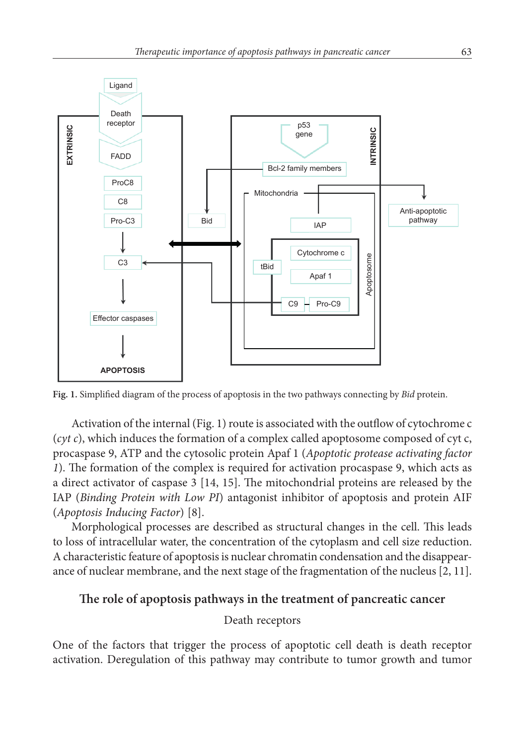Fig. 1. Simplified diagram of the process of apoptosis in the two pathways connecting by *Bid* protein.

Activation of the internal (Fig. 1) route is associated with the outflow of cytochrome c (*cyt c*), which induces the formation of a complex called apoptosome composed of cyt c, procaspase 9, ATP and the cytosolic protein Apaf 1 (*Apoptotic protease activating factor 1*). The formation of the complex is required for activation procaspase 9, which acts as a direct activator of caspase 3 [14, 15]. The mitochondrial proteins are released by the IAP (*Binding Protein with Low PI*) antagonist inhibitor of apoptosis and protein AIF (*Apoptosis Inducing Factor*) [8].

Morphological processes are described as structural changes in the cell. This leads to loss of intracellular water, the concentration of the cytoplasm and cell size reduction. A characteristic feature of apoptosis is nuclear chromatin condensation and the disappearance of nuclear membrane, and the next stage of the fragmentation of the nucleus [2, 11].

## The role of apoptosis pathways in the treatment of pancreatic cancer

### Death receptors

One of the factors that trigger the process of apoptotic cell death is death receptor activation. Deregulation of this pathway may contribute to tumor growth and tumor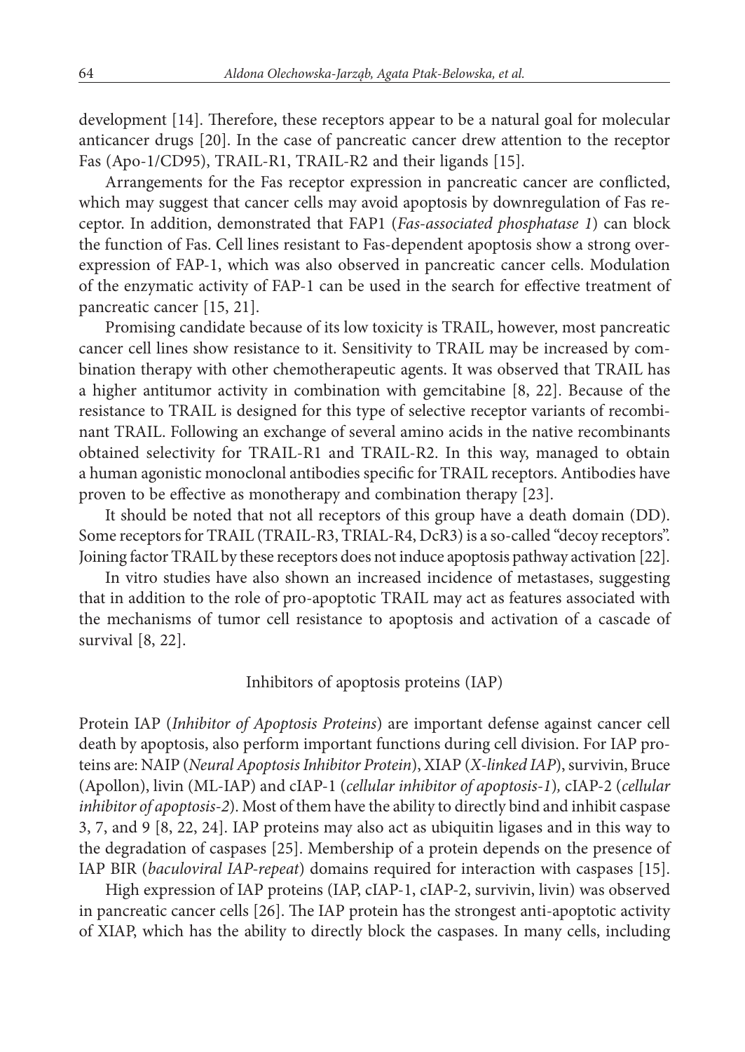development [14]. Therefore, these receptors appear to be a natural goal for molecular anticancer drugs [20]. In the case of pancreatic cancer drew attention to the receptor Fas (Apo-1/CD95), TRAIL-R1, TRAIL-R2 and their ligands [15].

Arrangements for the Fas receptor expression in pancreatic cancer are conflicted, which may suggest that cancer cells may avoid apoptosis by downregulation of Fas receptor. In addition, demonstrated that FAP1 (*Fas-associated phosphatase 1*) can block the function of Fas. Cell lines resistant to Fas-dependent apoptosis show a strong overexpression of FAP-1, which was also observed in pancreatic cancer cells. Modulation of the enzymatic activity of FAP-1 can be used in the search for effective treatment of pancreatic cancer [15, 21].

Promising candidate because of its low toxicity is TRAIL, however, most pancreatic cancer cell lines show resistance to it. Sensitivity to TRAIL may be increased by combination therapy with other chemotherapeutic agents. It was observed that TRAIL has a higher antitumor activity in combination with gemcitabine [8, 22]. Because of the resistance to TRAIL is designed for this type of selective receptor variants of recombinant TRAIL. Following an exchange of several amino acids in the native recombinants obtained selectivity for TRAIL-R1 and TRAIL-R2. In this way, managed to obtain a human agonistic monoclonal antibodies specific for TRAIL receptors. Antibodies have proven to be effective as monotherapy and combination therapy [23].

It should be noted that not all receptors of this group have a death domain (DD). Some receptors for TRAIL (TRAIL-R3, TRIAL-R4, DcR3) is a so-called "decoy receptors". Joining factor TRAIL by these receptors does not induce apoptosis pathway activation [22].

In vitro studies have also shown an increased incidence of metastases, suggesting that in addition to the role of pro-apoptotic TRAIL may act as features associated with the mechanisms of tumor cell resistance to apoptosis and activation of a cascade of survival [8, 22].

## Inhibitors of apoptosis proteins (IAP)

Protein IAP (*Inhibitor of Apoptosis Proteins*) are important defense against cancer cell death by apoptosis, also perform important functions during cell division. For IAP proteins are: NAIP (*Neural Apoptosis Inhibitor Protein*), XIAP (*X-linked IAP*), survivin, Bruce (Apollon), livin (ML-IAP) and cIAP-1 (*cellular inhibitor of apoptosis-1*), cIAP-2 (*cellular inhibitor of apoptosis-2*). Most of them have the ability to directly bind and inhibit caspase 3, 7, and 9 [8, 22, 24]. IAP proteins may also act as ubiquitin ligases and in this way to the degradation of caspases [25]. Membership of a protein depends on the presence of IAP BIR (*baculoviral IAP-repeat*) domains required for interaction with caspases [15].

High expression of IAP proteins (IAP, cIAP-1, cIAP-2, survivin, livin) was observed in pancreatic cancer cells [26]. The IAP protein has the strongest anti-apoptotic activity of XIAP, which has the ability to directly block the caspases. In many cells, including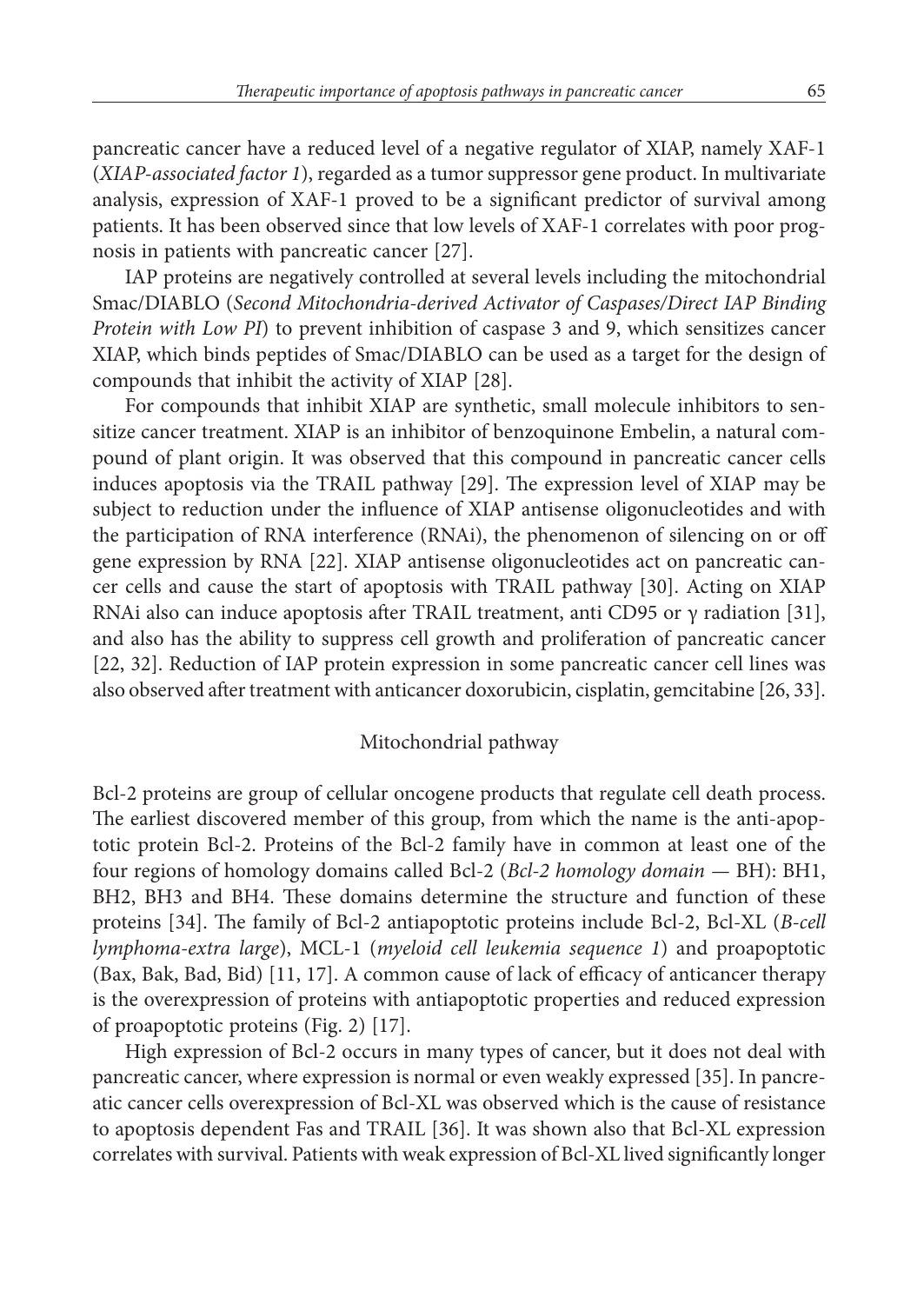pancreatic cancer have a reduced level of a negative regulator of XIAP, namely XAF-1 (*XIAP-associated factor 1*), regarded as a tumor suppressor gene product. In multivariate analysis, expression of XAF-1 proved to be a significant predictor of survival among patients. It has been observed since that low levels of XAF-1 correlates with poor prognosis in patients with pancreatic cancer [27].

IAP proteins are negatively controlled at several levels including the mitochondrial Smac/DIABLO (*Second Mitochondria-derived Activator of Caspases/Direct IAP Binding Protein with Low PI*) to prevent inhibition of caspase 3 and 9, which sensitizes cancer XIAP, which binds peptides of Smac/DIABLO can be used as a target for the design of compounds that inhibit the activity of XIAP [28].

For compounds that inhibit XIAP are synthetic, small molecule inhibitors to sensitize cancer treatment. XIAP is an inhibitor of benzoquinone Embelin, a natural compound of plant origin. It was observed that this compound in pancreatic cancer cells induces apoptosis via the TRAIL pathway [29]. The expression level of XIAP may be subject to reduction under the influence of XIAP antisense oligonucleotides and with the participation of RNA interference (RNAi), the phenomenon of silencing on or off gene expression by RNA [22]. XIAP antisense oligonucleotides act on pancreatic cancer cells and cause the start of apoptosis with TRAIL pathway [30]. Acting on XIAP RNAi also can induce apoptosis after TRAIL treatment, anti CD95 or γ radiation [31], and also has the ability to suppress cell growth and proliferation of pancreatic cancer [22, 32]. Reduction of IAP protein expression in some pancreatic cancer cell lines was also observed after treatment with anticancer doxorubicin, cisplatin, gemcitabine [26, 33].

## Mitochondrial pathway

Bcl-2 proteins are group of cellular oncogene products that regulate cell death process. The earliest discovered member of this group, from which the name is the anti-apoptotic protein Bcl-2. Proteins of the Bcl-2 family have in common at least one of the four regions of homology domains called Bcl-2 (*Bcl-2 homology domain* — BH): BH1, BH2, BH3 and BH4. These domains determine the structure and function of these proteins [34]. The family of Bcl-2 antiapoptotic proteins include Bcl-2, Bcl-XL (*B-cell lymphoma-extra large*), MCL-1 (*myeloid cell leukemia sequence 1*) and proapoptotic (Bax, Bak, Bad, Bid) [11, 17]. A common cause of lack of efficacy of anticancer therapy is the overexpression of proteins with antiapoptotic properties and reduced expression of proapoptotic proteins (Fig. 2) [17].

High expression of Bcl-2 occurs in many types of cancer, but it does not deal with pancreatic cancer, where expression is normal or even weakly expressed [35]. In pancreatic cancer cells overexpression of Bcl-XL was observed which is the cause of resistance to apoptosis dependent Fas and TRAIL [36]. It was shown also that Bcl-XL expression correlates with survival. Patients with weak expression of Bcl-XL lived significantly longer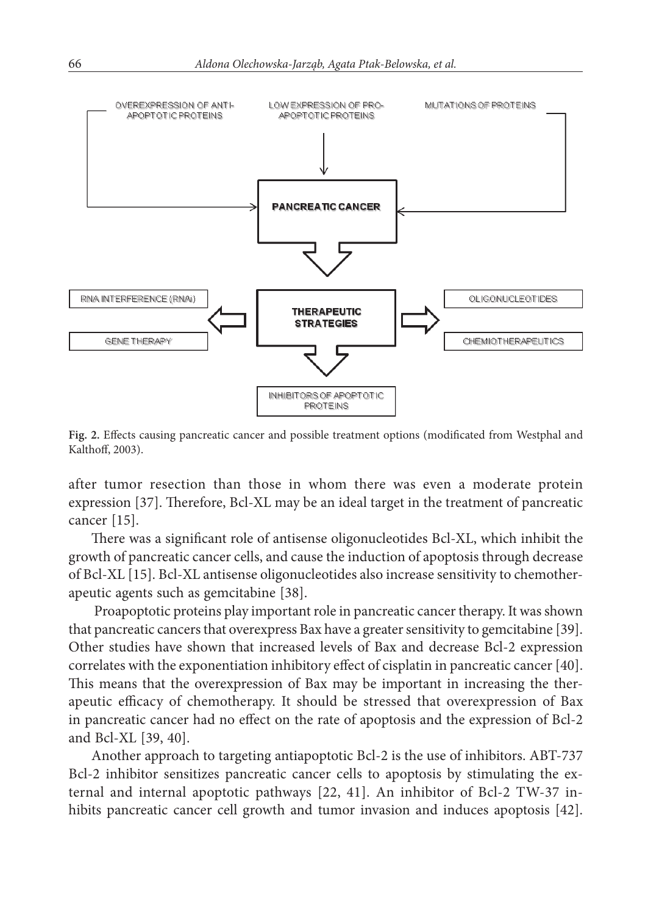OVEREXPRESSION OF ANTI-APOPTOTIC PROTEINS

LOW EXPRESSION OF PRO-APOPTOTIC PROTEINS

MUTATIONS OF PROTEINS

**PANCREATIC CANCER**

**THERAPEUTIC STRATEGIES**

RNA INTERFERENCE (RNAi)

GENE THERAPY

OLIGONUCLEOTIDES

CHEMIOTHERAPEUTICS

INHIBITORS OF APOPTOTIC PROTEINS

**Fig. 2.** Effects causing pancreatic cancer and possible treatment options (modificated from Westphal and Kalthoff, 2003).

after tumor resection than those in whom there was even a moderate protein expression [37]. Therefore, Bcl-XL may be an ideal target in the treatment of pancreatic cancer [15].

There was a significant role of antisense oligonucleotides Bcl-XL, which inhibit the growth of pancreatic cancer cells, and cause the induction of apoptosis through decrease of Bcl-XL [15]. Bcl-XL antisense oligonucleotides also increase sensitivity to chemotherapeutic agents such as gemcitabine [38].

Proapoptotic proteins play important role in pancreatic cancer therapy. It was shown that pancreatic cancers that overexpress Bax have a greater sensitivity to gemcitabine [39]. Other studies have shown that increased levels of Bax and decrease Bcl-2 expression correlates with the exponentiation inhibitory effect of cisplatin in pancreatic cancer [40]. This means that the overexpression of Bax may be important in increasing the therapeutic efficacy of chemotherapy. It should be stressed that overexpression of Bax in pancreatic cancer had no effect on the rate of apoptosis and the expression of Bcl-2 and Bcl-XL [39, 40].

Another approach to targeting antiapoptotic Bcl-2 is the use of inhibitors. ABT-737 Bcl-2 inhibitor sensitizes pancreatic cancer cells to apoptosis by stimulating the external and internal apoptotic pathways [22, 41]. An inhibitor of Bcl-2 TW-37 inhibits pancreatic cancer cell growth and tumor invasion and induces apoptosis [42].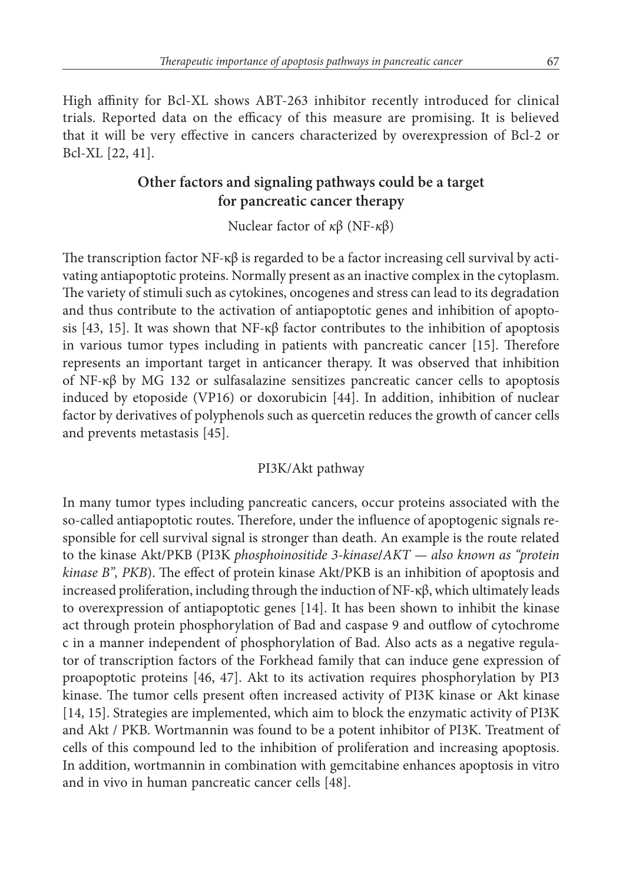High affinity for Bcl-XL shows ABT-263 inhibitor recently introduced for clinical trials. Reported data on the efficacy of this measure are promising. It is believed that it will be very effective in cancers characterized by overexpression of Bcl-2 or Bcl-XL [22, 41].

## Other factors and signaling pathways could be a target for pancreatic cancer therapy

### Nuclear factor of κβ (NF-κβ)

The transcription factor NF-κβ is regarded to be a factor increasing cell survival by activating antiapoptotic proteins. Normally present as an inactive complex in the cytoplasm. The variety of stimuli such as cytokines, oncogenes and stress can lead to its degradation and thus contribute to the activation of antiapoptotic genes and inhibition of apoptosis [43, 15]. It was shown that NF-κβ factor contributes to the inhibition of apoptosis in various tumor types including in patients with pancreatic cancer [15]. Therefore represents an important target in anticancer therapy. It was observed that inhibition of NF-κβ by MG 132 or sulfasalazine sensitizes pancreatic cancer cells to apoptosis induced by etoposide (VP16) or doxorubicin [44]. In addition, inhibition of nuclear factor by derivatives of polyphenols such as quercetin reduces the growth of cancer cells and prevents metastasis [45].

### PI3K/Akt pathway

In many tumor types including pancreatic cancers, occur proteins associated with the so-called antiapoptotic routes. Therefore, under the influence of apoptogenic signals responsible for cell survival signal is stronger than death. An example is the route related to the kinase Akt/PKB (PI3K *phosphoinositide 3-kinase/AKT — also known as "protein kinase B", PKB*). The effect of protein kinase Akt/PKB is an inhibition of apoptosis and increased proliferation, including through the induction of NF-κβ, which ultimately leads to overexpression of antiapoptotic genes [14]. It has been shown to inhibit the kinase act through protein phosphorylation of Bad and caspase 9 and outflow of cytochrome c in a manner independent of phosphorylation of Bad. Also acts as a negative regulator of transcription factors of the Forkhead family that can induce gene expression of proapoptotic proteins [46, 47]. Akt to its activation requires phosphorylation by PI3 kinase. The tumor cells present often increased activity of PI3K kinase or Akt kinase [14, 15]. Strategies are implemented, which aim to block the enzymatic activity of PI3K and Akt / PKB. Wortmannin was found to be a potent inhibitor of PI3K. Treatment of cells of this compound led to the inhibition of proliferation and increasing apoptosis. In addition, wortmannin in combination with gemcitabine enhances apoptosis in vitro and in vivo in human pancreatic cancer cells [48].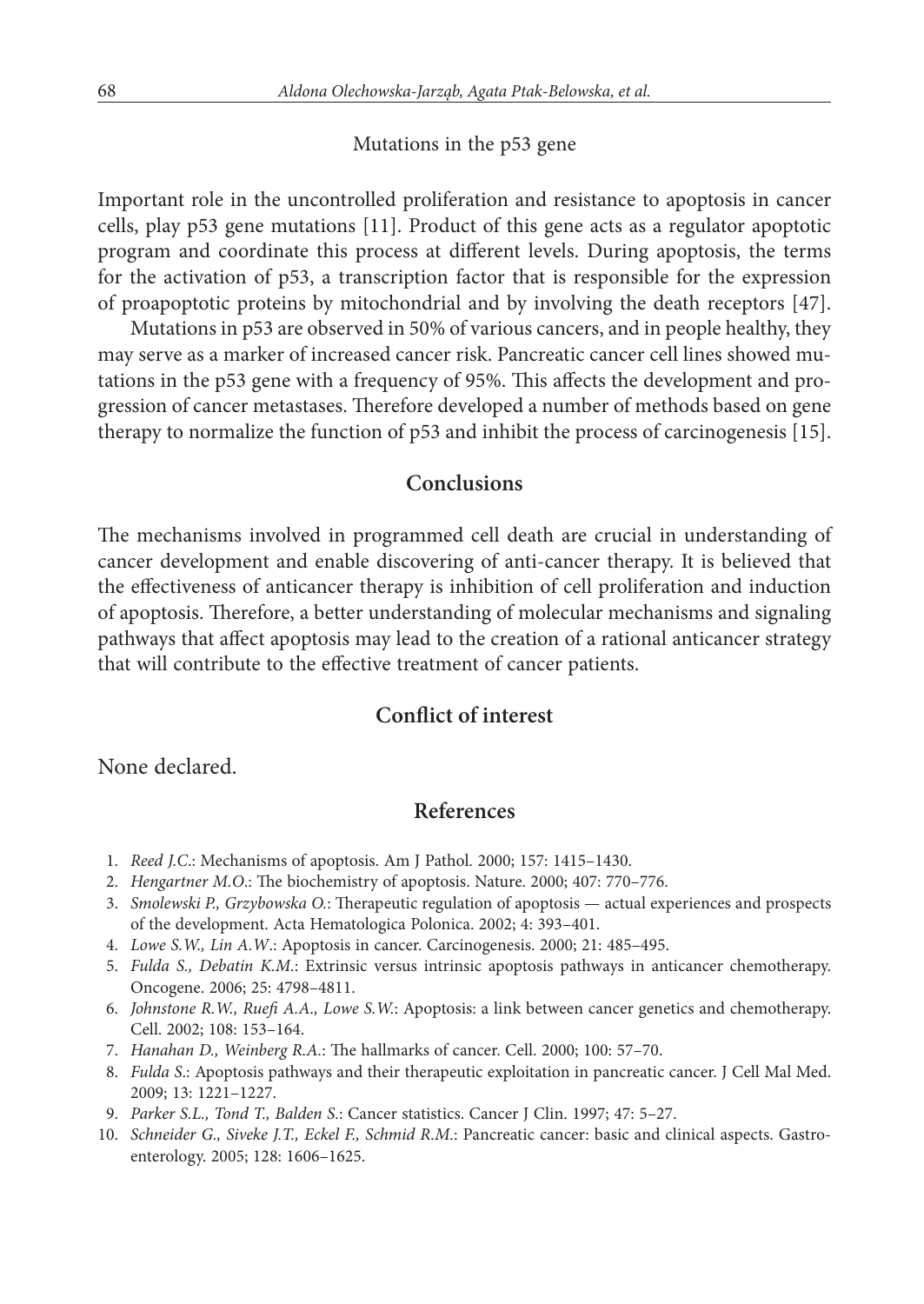### Mutations in the p53 gene

Important role in the uncontrolled proliferation and resistance to apoptosis in cancer cells, play p53 gene mutations [11]. Product of this gene acts as a regulator apoptotic program and coordinate this process at different levels. During apoptosis, the terms for the activation of p53, a transcription factor that is responsible for the expression of proapoptotic proteins by mitochondrial and by involving the death receptors [47].

Mutations in p53 are observed in 50% of various cancers, and in people healthy, they may serve as a marker of increased cancer risk. Pancreatic cancer cell lines showed mutations in the p53 gene with a frequency of 95%. This affects the development and progression of cancer metastases. Therefore developed a number of methods based on gene therapy to normalize the function of p53 and inhibit the process of carcinogenesis [15].

## Conclusions

The mechanisms involved in programmed cell death are crucial in understanding of cancer development and enable discovering of anti-cancer therapy. It is believed that the effectiveness of anticancer therapy is inhibition of cell proliferation and induction of apoptosis. Therefore, a better understanding of molecular mechanisms and signaling pathways that affect apoptosis may lead to the creation of a rational anticancer strategy that will contribute to the effective treatment of cancer patients.

## Conflict of interest

None declared.

## References

1. *Reed J.C.*: Mechanisms of apoptosis. Am J Pathol. 2000; 157: 1415–1430.
2. *Hengartner M.O.*: The biochemistry of apoptosis. Nature. 2000; 407: 770–776.
3. *Smolewski P., Grzybowska O.*: Therapeutic regulation of apoptosis — actual experiences and prospects of the development. Acta Hematologica Polonica. 2002; 4: 393–401.
4. *Lowe S.W., Lin A.W.*: Apoptosis in cancer. Carcinogenesis. 2000; 21: 485–495.
5. *Fulda S., Debatin K.M.*: Extrinsic versus intrinsic apoptosis pathways in anticancer chemotherapy. Oncogene. 2006; 25: 4798–4811.
6. *Johnstone R.W., Ruefi A.A., Lowe S.W.*: Apoptosis: a link between cancer genetics and chemotherapy. Cell. 2002; 108: 153–164.
7. *Hanahan D., Weinberg R.A.*: The hallmarks of cancer. Cell. 2000; 100: 57–70.
8. *Fulda S.*: Apoptosis pathways and their therapeutic exploitation in pancreatic cancer. J Cell Mal Med. 2009; 13: 1221–1227.
9. *Parker S.L., Tond T., Balden S.*: Cancer statistics. Cancer J Clin. 1997; 47: 5–27.
10. *Schneider G., Siveke J.T., Eckel F., Schmid R.M.*: Pancreatic cancer: basic and clinical aspects. Gastroenterology. 2005; 128: 1606–1625.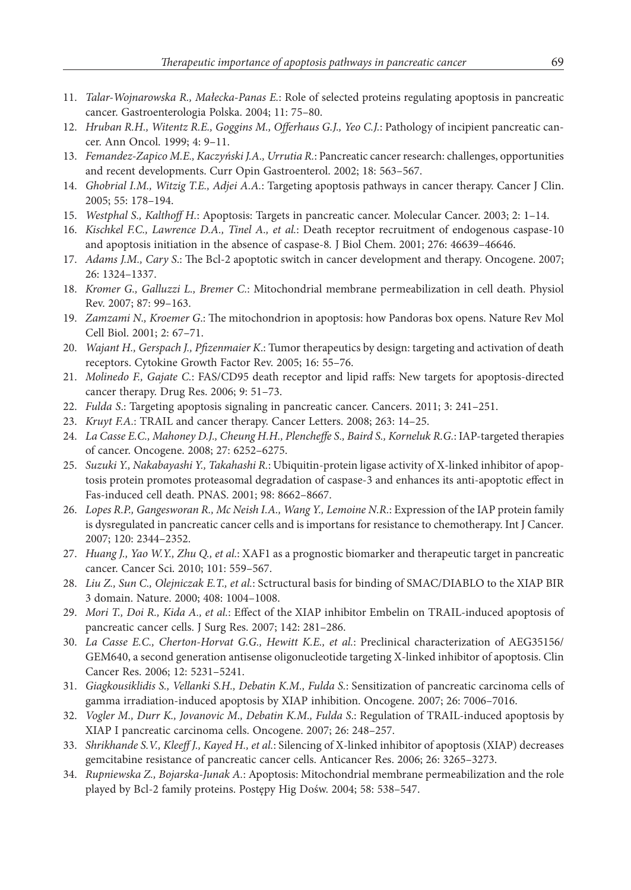11. *Talar-Wojnarowska R., Małecka-Panas E.*: Role of selected proteins regulating apoptosis in pancreatic cancer. Gastroenterologia Polska. 2004; 11: 75–80.
12. *Hruban R.H., Witentz R.E., Goggins M., Offerhaus G.J., Yeo C.J.*: Pathology of incipient pancreatic cancer. Ann Oncol. 1999; 4: 9–11.
13. *Femandez-Zapico M.E., Kaczyński J.A., Urrutia R.*: Pancreatic cancer research: challenges, opportunities and recent developments. Curr Opin Gastroenterol. 2002; 18: 563–567.
14. *Ghobrial I.M., Witzig T.E., Adjei A.A.*: Targeting apoptosis pathways in cancer therapy. Cancer J Clin. 2005; 55: 178–194.
15. *Westphal S., Kalthoff H.*: Apoptosis: Targets in pancreatic cancer. Molecular Cancer. 2003; 2: 1–14.
16. *Kischkel F.C., Lawrence D.A., Tinel A., et al.*: Death receptor recruitment of endogenous caspase-10 and apoptosis initiation in the absence of caspase-8. J Biol Chem. 2001; 276: 46639–46646.
17. *Adams J.M., Cary S.*: The Bcl-2 apoptotic switch in cancer development and therapy. Oncogene. 2007; 26: 1324–1337.
18. *Kromer G., Galluzzi L., Bremer C.*: Mitochondrial membrane permeabilization in cell death. Physiol Rev. 2007; 87: 99–163.
19. *Zamzami N., Kroemer G.*: The mitochondrion in apoptosis: how Pandoras box opens. Nature Rev Mol Cell Biol. 2001; 2: 67–71.
20. *Wajant H., Gerspach J., Pfizenmaier K.*: Tumor therapeutics by design: targeting and activation of death receptors. Cytokine Growth Factor Rev. 2005; 16: 55–76.
21. *Molinedo F., Gajate C.*: FAS/CD95 death receptor and lipid raffs: New targets for apoptosis-directed cancer therapy. Drug Res. 2006; 9: 51–73.
22. *Fulda S.*: Targeting apoptosis signaling in pancreatic cancer. Cancers. 2011; 3: 241–251.
23. *Kruyt F.A.*: TRAIL and cancer therapy. Cancer Letters. 2008; 263: 14–25.
24. *La Casse E.C., Mahoney D.J., Cheung H.H., Plencheffe S., Baird S., Korneluk R.G.*: IAP-targeted therapies of cancer. Oncogene. 2008; 27: 6252–6275.
25. *Suzuki Y., Nakabayashi Y., Takahashi R.*: Ubiquitin-protein ligase activity of X-linked inhibitor of apoptosis protein promotes proteasomal degradation of caspase-3 and enhances its anti-apoptotic effect in Fas-induced cell death. PNAS. 2001; 98: 8662–8667.
26. *Lopes R.P., Gangesworan R., Mc Neish I.A., Wang Y., Lemoine N.R.*: Expression of the IAP protein family is dysregulated in pancreatic cancer cells and is importans for resistance to chemotherapy. Int J Cancer. 2007; 120: 2344–2352.
27. *Huang J., Yao W.Y., Zhu Q., et al.*: XAF1 as a prognostic biomarker and therapeutic target in pancreatic cancer. Cancer Sci. 2010; 101: 559–567.
28. *Liu Z., Sun C., Olejniczak E.T., et al.*: Sctructural basis for binding of SMAC/DIABLO to the XIAP BIR 3 domain. Nature. 2000; 408: 1004–1008.
29. *Mori T., Doi R., Kida A., et al.*: Effect of the XIAP inhibitor Embelin on TRAIL-induced apoptosis of pancreatic cancer cells. J Surg Res. 2007; 142: 281–286.
30. *La Casse E.C., Cherton-Horvat G.G., Hewitt K.E., et al.*: Preclinical characterization of AEG35156/GEM640, a second generation antisense oligonucleotide targeting X-linked inhibitor of apoptosis. Clin Cancer Res. 2006; 12: 5231–5241.
31. *Giagkousiklidis S., Vellanki S.H., Debatin K.M., Fulda S.*: Sensitization of pancreatic carcinoma cells of gamma irradiation-induced apoptosis by XIAP inhibition. Oncogene. 2007; 26: 7006–7016.
32. *Vogler M., Durr K., Jovanovic M., Debatin K.M., Fulda S.*: Regulation of TRAIL-induced apoptosis by XIAP I pancreatic carcinoma cells. Oncogene. 2007; 26: 248–257.
33. *Shrikhande S.V., Kleeff J., Kayed H., et al.*: Silencing of X-linked inhibitor of apoptosis (XIAP) decreases gemcitabine resistance of pancreatic cancer cells. Anticancer Res. 2006; 26: 3265–3273.
34. *Rupniewska Z., Bojarska-Junak A.*: Apoptosis: Mitochondrial membrane permeabilization and the role played by Bcl-2 family proteins. Postępy Hig Dośw. 2004; 58: 538–547.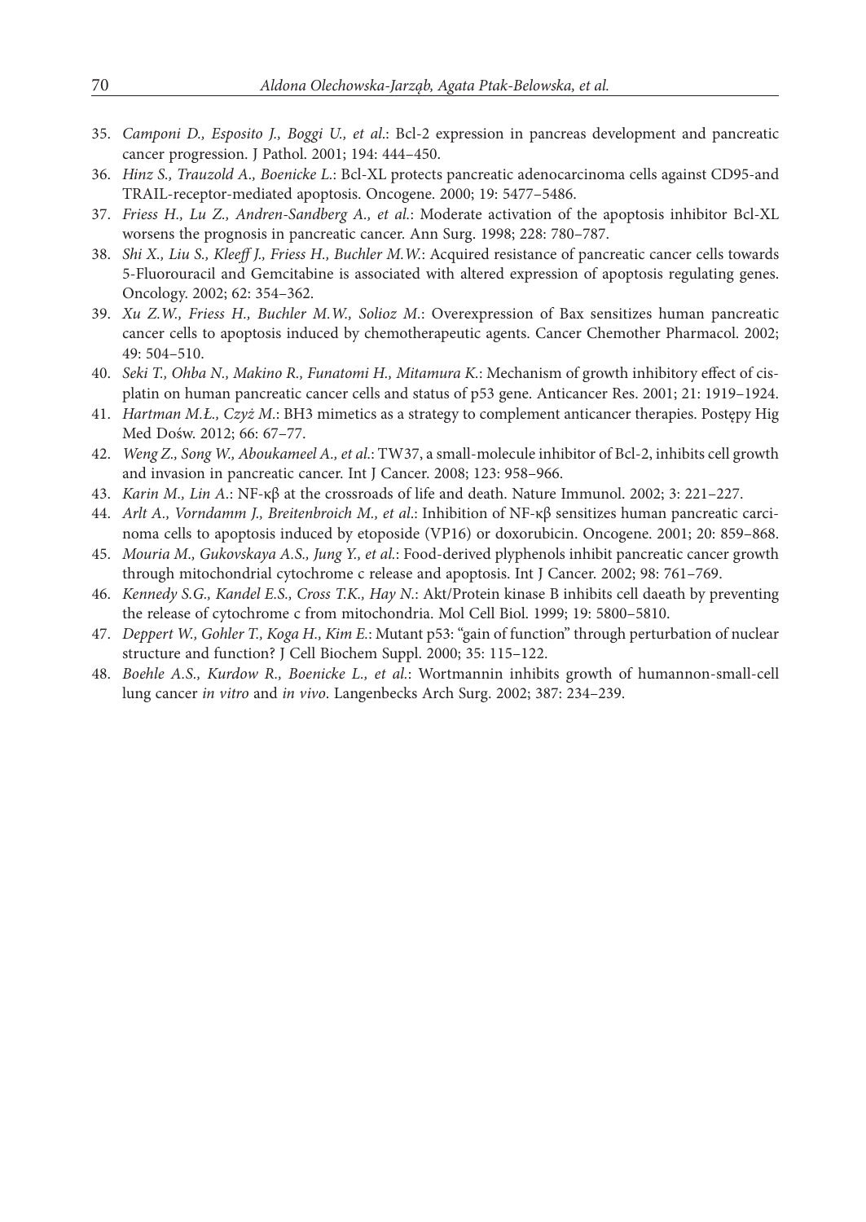35. *Camponi D., Esposito J., Boggi U., et al.*: Bcl-2 expression in pancreas development and pancreatic cancer progression. J Pathol. 2001; 194: 444–450.
36. *Hinz S., Trauzold A., Boenicke L.*: Bcl-XL protects pancreatic adenocarcinoma cells against CD95-and TRAIL-receptor-mediated apoptosis. Oncogene. 2000; 19: 5477–5486.
37. *Friess H., Lu Z., Andren-Sandberg A., et al.*: Moderate activation of the apoptosis inhibitor Bcl-XL worsens the prognosis in pancreatic cancer. Ann Surg. 1998; 228: 780–787.
38. *Shi X., Liu S., Kleeff J., Friess H., Buchler M.W.*: Acquired resistance of pancreatic cancer cells towards 5-Fluorouracil and Gemcitabine is associated with altered expression of apoptosis regulating genes. Oncology. 2002; 62: 354–362.
39. *Xu Z.W., Friess H., Buchler M.W., Solioz M.*: Overexpression of Bax sensitizes human pancreatic cancer cells to apoptosis induced by chemotherapeutic agents. Cancer Chemother Pharmacol. 2002; 49: 504–510.
40. *Seki T., Ohba N., Makino R., Funatomi H., Mitamura K.*: Mechanism of growth inhibitory effect of cisplatin on human pancreatic cancer cells and status of p53 gene. Anticancer Res. 2001; 21: 1919–1924.
41. *Hartman M.Ł., Czyż M.*: BH3 mimetics as a strategy to complement anticancer therapies. Postępy Hig Med Dośw. 2012; 66: 67–77.
42. *Weng Z., Song W., Aboukameel A., et al.*: TW37, a small-molecule inhibitor of Bcl-2, inhibits cell growth and invasion in pancreatic cancer. Int J Cancer. 2008; 123: 958–966.
43. *Karin M., Lin A.*: NF-κβ at the crossroads of life and death. Nature Immunol. 2002; 3: 221–227.
44. *Arlt A., Vorndamm J., Breitenbroich M., et al.*: Inhibition of NF-κβ sensitizes human pancreatic carcinoma cells to apoptosis induced by etoposide (VP16) or doxorubicin. Oncogene. 2001; 20: 859–868.
45. *Mouria M., Gukovskaya A.S., Jung Y., et al.*: Food-derived plyphenols inhibit pancreatic cancer growth through mitochondrial cytochrome c release and apoptosis. Int J Cancer. 2002; 98: 761–769.
46. *Kennedy S.G., Kandel E.S., Cross T.K., Hay N.*: Akt/Protein kinase B inhibits cell daeath by preventing the release of cytochrome c from mitochondria. Mol Cell Biol. 1999; 19: 5800–5810.
47. *Deppert W., Gohler T., Koga H., Kim E.*: Mutant p53: "gain of function" through perturbation of nuclear structure and function? J Cell Biochem Suppl. 2000; 35: 115–122.
48. *Boehle A.S., Kurdow R., Boenicke L., et al.*: Wortmannin inhibits growth of humannon-small-cell lung cancer *in vitro* and *in vivo*. Langenbecks Arch Surg. 2002; 387: 234–239.